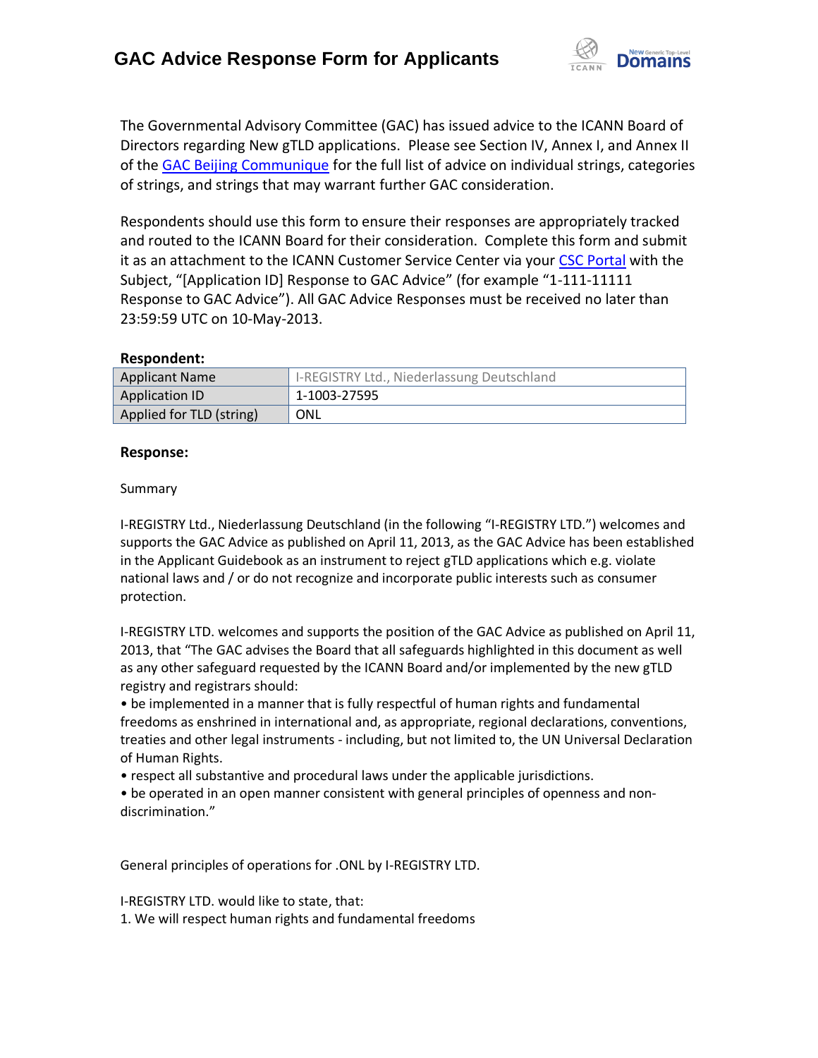# GAC Advice Response Form for Applicants

The Governmental Advisory Committee (GAC) has issued advice to the ICANN Board of Directors regarding New gTLD applications. Please see Section IV, Annex I, and Annex II of the GAC Beijing Communique for the full list of advice on individual strings, categories of strings, and strings that may warrant further GAC consideration.

Respondents should use this form to ensure their responses are appropriately tracked and routed to the ICANN Board for their consideration. Complete this form and submit it as an attachment to the ICANN Customer Service Center via your CSC Portal with the Subject, "[Application ID] Response to GAC Advice" (for example "1-111-11111 Response to GAC Advice"). All GAC Advice Responses must be received no later than 23:59:59 UTC on 10-May-2013.

**Respondent:**

| Applicant Name | I-REGISTRY Ltd., Niederlassung Deutschland |
|---|---|
| Application ID | 1-1003-27595 |
| Applied for TLD (string) | ONL |

**Response:**

Summary

I-REGISTRY Ltd., Niederlassung Deutschland (in the following "I-REGISTRY LTD.") welcomes and supports the GAC Advice as published on April 11, 2013, as the GAC Advice has been established in the Applicant Guidebook as an instrument to reject gTLD applications which e.g. violate national laws and / or do not recognize and incorporate public interests such as consumer protection.

I-REGISTRY LTD. welcomes and supports the position of the GAC Advice as published on April 11, 2013, that "The GAC advises the Board that all safeguards highlighted in this document as well as any other safeguard requested by the ICANN Board and/or implemented by the new gTLD registry and registrars should:

- be implemented in a manner that is fully respectful of human rights and fundamental freedoms as enshrined in international and, as appropriate, regional declarations, conventions, treaties and other legal instruments - including, but not limited to, the UN Universal Declaration of Human Rights.
- respect all substantive and procedural laws under the applicable jurisdictions.
- be operated in an open manner consistent with general principles of openness and non-discrimination."

General principles of operations for .ONL by I-REGISTRY LTD.

I-REGISTRY LTD. would like to state, that:

1. We will respect human rights and fundamental freedoms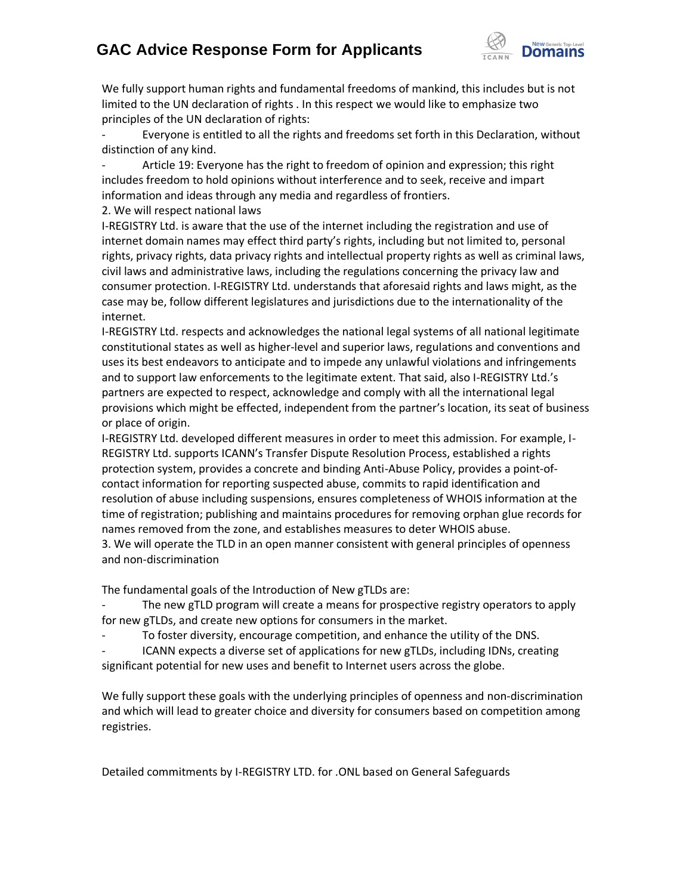We fully support human rights and fundamental freedoms of mankind, this includes but is not limited to the UN declaration of rights . In this respect we would like to emphasize two principles of the UN declaration of rights:

- Everyone is entitled to all the rights and freedoms set forth in this Declaration, without distinction of any kind.
- Article 19: Everyone has the right to freedom of opinion and expression; this right includes freedom to hold opinions without interference and to seek, receive and impart information and ideas through any media and regardless of frontiers.

2. We will respect national laws

I-REGISTRY Ltd. is aware that the use of the internet including the registration and use of internet domain names may effect third party's rights, including but not limited to, personal rights, privacy rights, data privacy rights and intellectual property rights as well as criminal laws, civil laws and administrative laws, including the regulations concerning the privacy law and consumer protection. I-REGISTRY Ltd. understands that aforesaid rights and laws might, as the case may be, follow different legislatures and jurisdictions due to the internationality of the internet.

I-REGISTRY Ltd. respects and acknowledges the national legal systems of all national legitimate constitutional states as well as higher-level and superior laws, regulations and conventions and uses its best endeavors to anticipate and to impede any unlawful violations and infringements and to support law enforcements to the legitimate extent. That said, also I-REGISTRY Ltd.'s partners are expected to respect, acknowledge and comply with all the international legal provisions which might be effected, independent from the partner's location, its seat of business or place of origin.

I-REGISTRY Ltd. developed different measures in order to meet this admission. For example, I-REGISTRY Ltd. supports ICANN's Transfer Dispute Resolution Process, established a rights protection system, provides a concrete and binding Anti-Abuse Policy, provides a point-of-contact information for reporting suspected abuse, commits to rapid identification and resolution of abuse including suspensions, ensures completeness of WHOIS information at the time of registration; publishing and maintains procedures for removing orphan glue records for names removed from the zone, and establishes measures to deter WHOIS abuse.

3. We will operate the TLD in an open manner consistent with general principles of openness and non-discrimination

The fundamental goals of the Introduction of New gTLDs are:

- The new gTLD program will create a means for prospective registry operators to apply for new gTLDs, and create new options for consumers in the market.
- To foster diversity, encourage competition, and enhance the utility of the DNS.
- ICANN expects a diverse set of applications for new gTLDs, including IDNs, creating significant potential for new uses and benefit to Internet users across the globe.

We fully support these goals with the underlying principles of openness and non-discrimination and which will lead to greater choice and diversity for consumers based on competition among registries.

Detailed commitments by I-REGISTRY LTD. for .ONL based on General Safeguards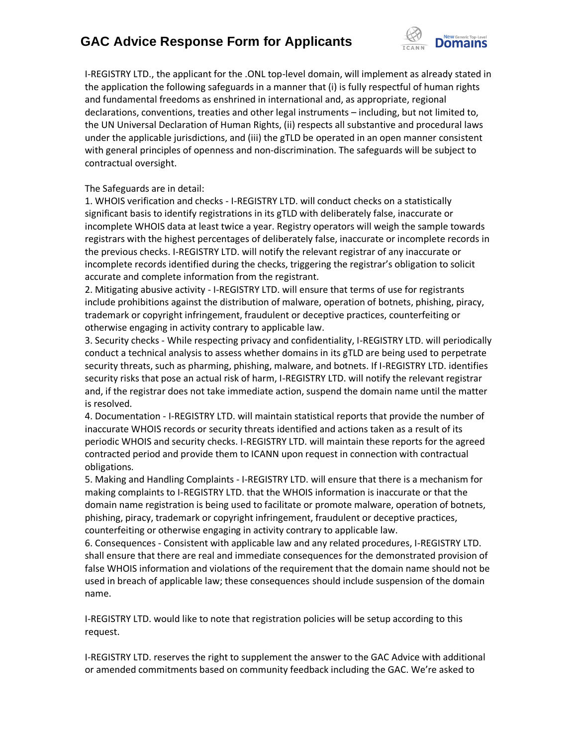I-REGISTRY LTD., the applicant for the .ONL top-level domain, will implement as already stated in the application the following safeguards in a manner that (i) is fully respectful of human rights and fundamental freedoms as enshrined in international and, as appropriate, regional declarations, conventions, treaties and other legal instruments – including, but not limited to, the UN Universal Declaration of Human Rights, (ii) respects all substantive and procedural laws under the applicable jurisdictions, and (iii) the gTLD be operated in an open manner consistent with general principles of openness and non-discrimination. The safeguards will be subject to contractual oversight.

The Safeguards are in detail:

1. WHOIS verification and checks - I-REGISTRY LTD. will conduct checks on a statistically significant basis to identify registrations in its gTLD with deliberately false, inaccurate or incomplete WHOIS data at least twice a year. Registry operators will weigh the sample towards registrars with the highest percentages of deliberately false, inaccurate or incomplete records in the previous checks. I-REGISTRY LTD. will notify the relevant registrar of any inaccurate or incomplete records identified during the checks, triggering the registrar's obligation to solicit accurate and complete information from the registrant.
2. Mitigating abusive activity - I-REGISTRY LTD. will ensure that terms of use for registrants include prohibitions against the distribution of malware, operation of botnets, phishing, piracy, trademark or copyright infringement, fraudulent or deceptive practices, counterfeiting or otherwise engaging in activity contrary to applicable law.
3. Security checks - While respecting privacy and confidentiality, I-REGISTRY LTD. will periodically conduct a technical analysis to assess whether domains in its gTLD are being used to perpetrate security threats, such as pharming, phishing, malware, and botnets. If I-REGISTRY LTD. identifies security risks that pose an actual risk of harm, I-REGISTRY LTD. will notify the relevant registrar and, if the registrar does not take immediate action, suspend the domain name until the matter is resolved.
4. Documentation - I-REGISTRY LTD. will maintain statistical reports that provide the number of inaccurate WHOIS records or security threats identified and actions taken as a result of its periodic WHOIS and security checks. I-REGISTRY LTD. will maintain these reports for the agreed contracted period and provide them to ICANN upon request in connection with contractual obligations.
5. Making and Handling Complaints - I-REGISTRY LTD. will ensure that there is a mechanism for making complaints to I-REGISTRY LTD. that the WHOIS information is inaccurate or that the domain name registration is being used to facilitate or promote malware, operation of botnets, phishing, piracy, trademark or copyright infringement, fraudulent or deceptive practices, counterfeiting or otherwise engaging in activity contrary to applicable law.
6. Consequences - Consistent with applicable law and any related procedures, I-REGISTRY LTD. shall ensure that there are real and immediate consequences for the demonstrated provision of false WHOIS information and violations of the requirement that the domain name should not be used in breach of applicable law; these consequences should include suspension of the domain name.

I-REGISTRY LTD. would like to note that registration policies will be setup according to this request.

I-REGISTRY LTD. reserves the right to supplement the answer to the GAC Advice with additional or amended commitments based on community feedback including the GAC. We're asked to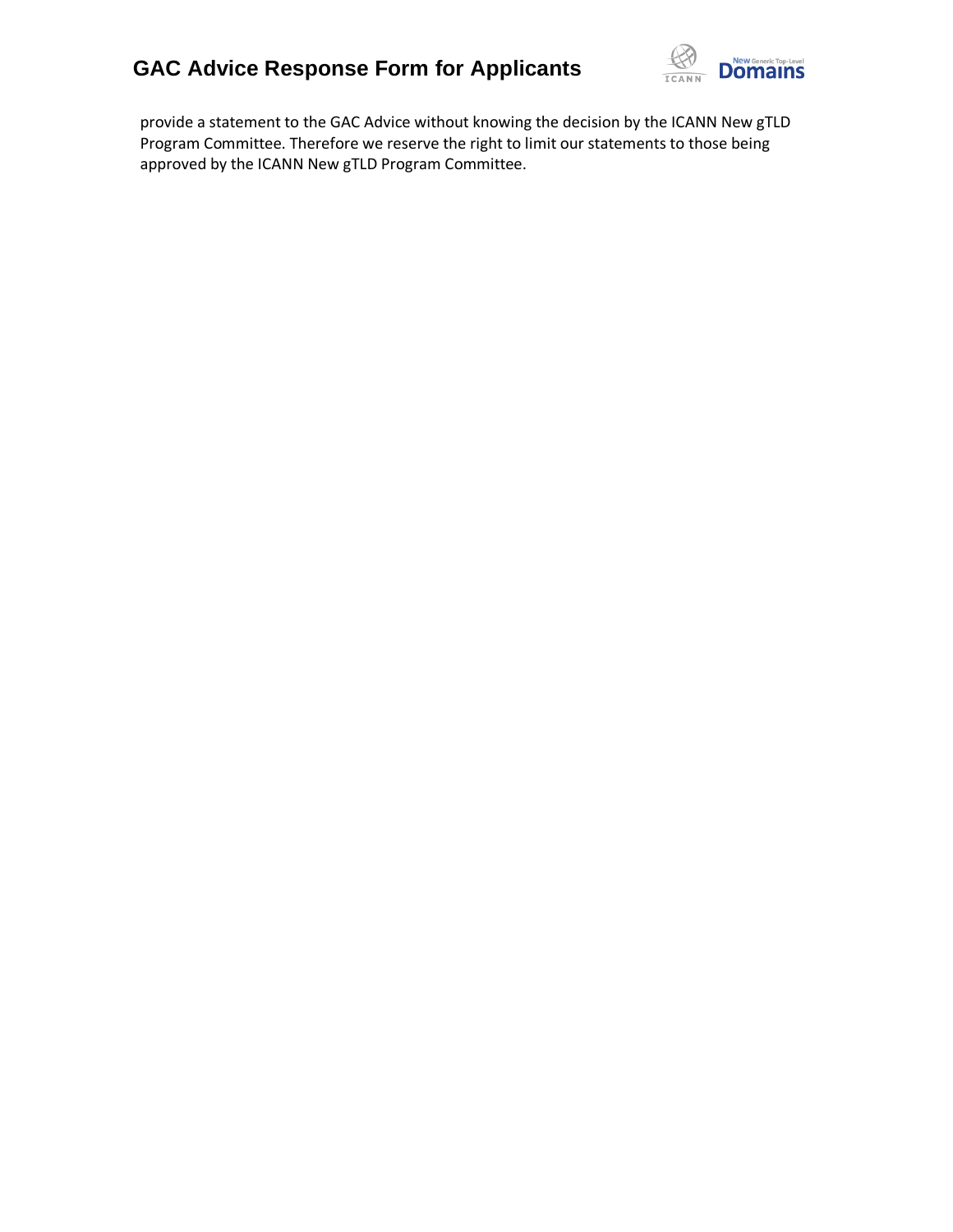provide a statement to the GAC Advice without knowing the decision by the ICANN New gTLD Program Committee. Therefore we reserve the right to limit our statements to those being approved by the ICANN New gTLD Program Committee.